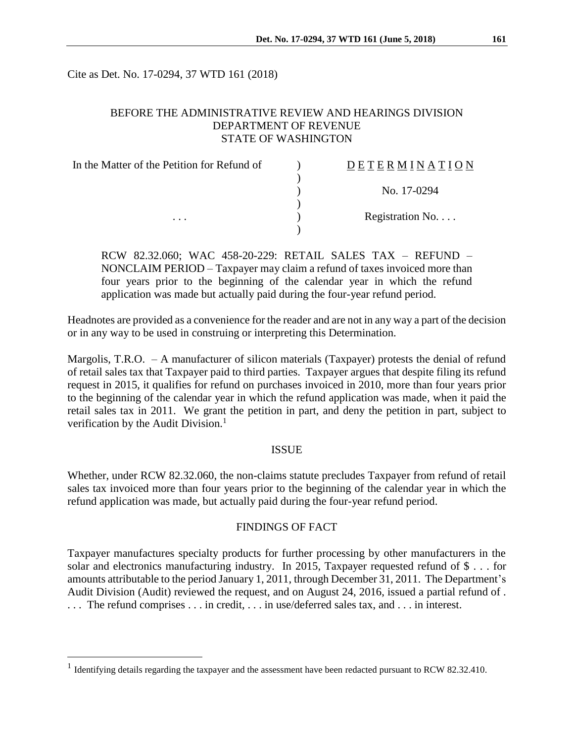Cite as Det. No. 17-0294, 37 WTD 161 (2018)

BEFORE THE ADMINISTRATIVE REVIEW AND HEARINGS DIVISION
DEPARTMENT OF REVENUE
STATE OF WASHINGTON

| In the Matter of the Petition for Refund of | ) | DETERMINATION |
|---|---|---|
| | ) | |
| | ) | No. 17-0294 |
| | ) | |
| . . . | ) | Registration No. . . . |
| | ) | |

RCW 82.32.060; WAC 458-20-229: RETAIL SALES TAX – REFUND – NONCLAIM PERIOD – Taxpayer may claim a refund of taxes invoiced more than four years prior to the beginning of the calendar year in which the refund application was made but actually paid during the four-year refund period.

Headnotes are provided as a convenience for the reader and are not in any way a part of the decision or in any way to be used in construing or interpreting this Determination.

Margolis, T.R.O. – A manufacturer of silicon materials (Taxpayer) protests the denial of refund of retail sales tax that Taxpayer paid to third parties. Taxpayer argues that despite filing its refund request in 2015, it qualifies for refund on purchases invoiced in 2010, more than four years prior to the beginning of the calendar year in which the refund application was made, when it paid the retail sales tax in 2011. We grant the petition in part, and deny the petition in part, subject to verification by the Audit Division.[1]

## ISSUE

Whether, under RCW 82.32.060, the non-claims statute precludes Taxpayer from refund of retail sales tax invoiced more than four years prior to the beginning of the calendar year in which the refund application was made, but actually paid during the four-year refund period.

## FINDINGS OF FACT

Taxpayer manufactures specialty products for further processing by other manufacturers in the solar and electronics manufacturing industry. In 2015, Taxpayer requested refund of $ . . . for amounts attributable to the period January 1, 2011, through December 31, 2011. The Department's Audit Division (Audit) reviewed the request, and on August 24, 2016, issued a partial refund of . . . . The refund comprises . . . in credit, . . . in use/deferred sales tax, and . . . in interest.

[1] Identifying details regarding the taxpayer and the assessment have been redacted pursuant to RCW 82.32.410.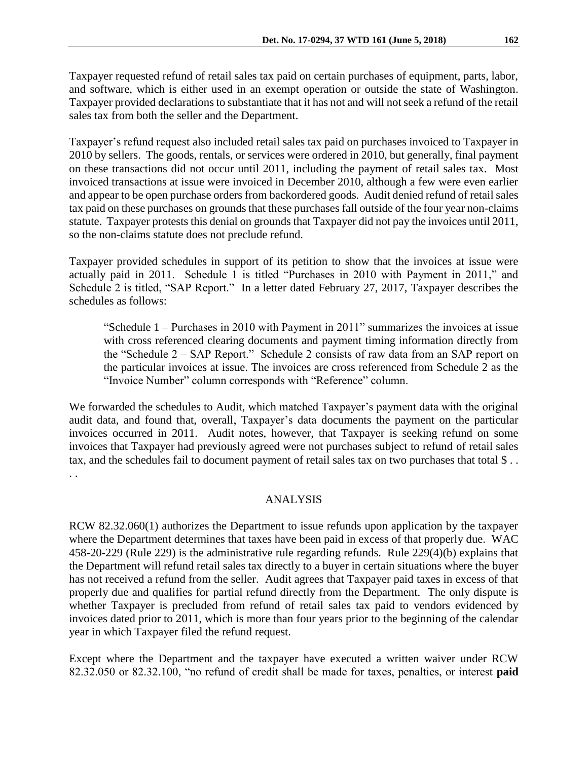Taxpayer requested refund of retail sales tax paid on certain purchases of equipment, parts, labor, and software, which is either used in an exempt operation or outside the state of Washington. Taxpayer provided declarations to substantiate that it has not and will not seek a refund of the retail sales tax from both the seller and the Department.

Taxpayer's refund request also included retail sales tax paid on purchases invoiced to Taxpayer in 2010 by sellers. The goods, rentals, or services were ordered in 2010, but generally, final payment on these transactions did not occur until 2011, including the payment of retail sales tax. Most invoiced transactions at issue were invoiced in December 2010, although a few were even earlier and appear to be open purchase orders from backordered goods. Audit denied refund of retail sales tax paid on these purchases on grounds that these purchases fall outside of the four year non-claims statute. Taxpayer protests this denial on grounds that Taxpayer did not pay the invoices until 2011, so the non-claims statute does not preclude refund.

Taxpayer provided schedules in support of its petition to show that the invoices at issue were actually paid in 2011. Schedule 1 is titled "Purchases in 2010 with Payment in 2011," and Schedule 2 is titled, "SAP Report." In a letter dated February 27, 2017, Taxpayer describes the schedules as follows:

> "Schedule 1 – Purchases in 2010 with Payment in 2011" summarizes the invoices at issue with cross referenced clearing documents and payment timing information directly from the "Schedule 2 – SAP Report." Schedule 2 consists of raw data from an SAP report on the particular invoices at issue. The invoices are cross referenced from Schedule 2 as the "Invoice Number" column corresponds with "Reference" column.

We forwarded the schedules to Audit, which matched Taxpayer's payment data with the original audit data, and found that, overall, Taxpayer's data documents the payment on the particular invoices occurred in 2011. Audit notes, however, that Taxpayer is seeking refund on some invoices that Taxpayer had previously agreed were not purchases subject to refund of retail sales tax, and the schedules fail to document payment of retail sales tax on two purchases that total $ . . . .

## ANALYSIS

RCW 82.32.060(1) authorizes the Department to issue refunds upon application by the taxpayer where the Department determines that taxes have been paid in excess of that properly due. WAC 458-20-229 (Rule 229) is the administrative rule regarding refunds. Rule 229(4)(b) explains that the Department will refund retail sales tax directly to a buyer in certain situations where the buyer has not received a refund from the seller. Audit agrees that Taxpayer paid taxes in excess of that properly due and qualifies for partial refund directly from the Department. The only dispute is whether Taxpayer is precluded from refund of retail sales tax paid to vendors evidenced by invoices dated prior to 2011, which is more than four years prior to the beginning of the calendar year in which Taxpayer filed the refund request.

Except where the Department and the taxpayer have executed a written waiver under RCW 82.32.050 or 82.32.100, "no refund of credit shall be made for taxes, penalties, or interest **paid**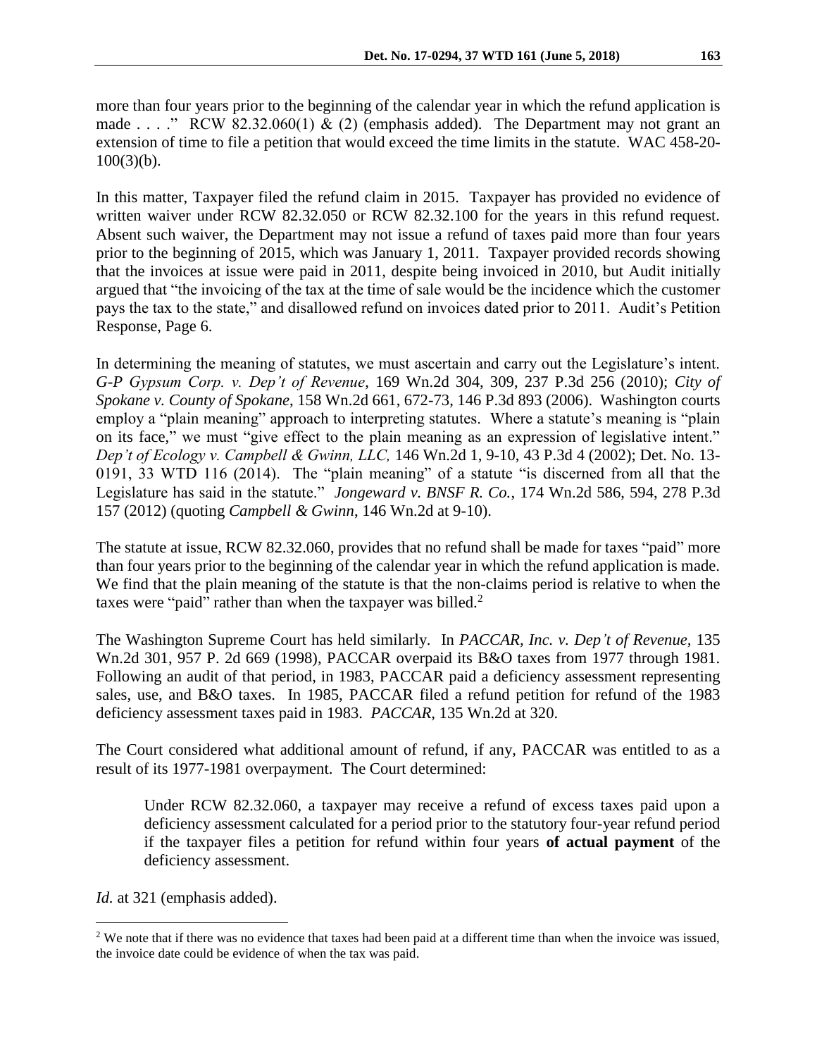more than four years prior to the beginning of the calendar year in which the refund application is made . . . ." RCW 82.32.060(1) & (2) (emphasis added). The Department may not grant an extension of time to file a petition that would exceed the time limits in the statute. WAC 458-20-100(3)(b).

In this matter, Taxpayer filed the refund claim in 2015. Taxpayer has provided no evidence of written waiver under RCW 82.32.050 or RCW 82.32.100 for the years in this refund request. Absent such waiver, the Department may not issue a refund of taxes paid more than four years prior to the beginning of 2015, which was January 1, 2011. Taxpayer provided records showing that the invoices at issue were paid in 2011, despite being invoiced in 2010, but Audit initially argued that "the invoicing of the tax at the time of sale would be the incidence which the customer pays the tax to the state," and disallowed refund on invoices dated prior to 2011. Audit's Petition Response, Page 6.

In determining the meaning of statutes, we must ascertain and carry out the Legislature's intent. *G-P Gypsum Corp. v. Dep't of Revenue*, 169 Wn.2d 304, 309, 237 P.3d 256 (2010); *City of Spokane v. County of Spokane*, 158 Wn.2d 661, 672-73, 146 P.3d 893 (2006). Washington courts employ a "plain meaning" approach to interpreting statutes. Where a statute's meaning is "plain on its face," we must "give effect to the plain meaning as an expression of legislative intent." *Dep't of Ecology v. Campbell & Gwinn, LLC,* 146 Wn.2d 1, 9-10, 43 P.3d 4 (2002); Det. No. 13-0191, 33 WTD 116 (2014). The "plain meaning" of a statute "is discerned from all that the Legislature has said in the statute." *Jongeward v. BNSF R. Co.*, 174 Wn.2d 586, 594, 278 P.3d 157 (2012) (quoting *Campbell & Gwinn*, 146 Wn.2d at 9-10).

The statute at issue, RCW 82.32.060, provides that no refund shall be made for taxes "paid" more than four years prior to the beginning of the calendar year in which the refund application is made. We find that the plain meaning of the statute is that the non-claims period is relative to when the taxes were "paid" rather than when the taxpayer was billed.[2]

The Washington Supreme Court has held similarly. In *PACCAR, Inc. v. Dep't of Revenue*, 135 Wn.2d 301, 957 P. 2d 669 (1998), PACCAR overpaid its B&O taxes from 1977 through 1981. Following an audit of that period, in 1983, PACCAR paid a deficiency assessment representing sales, use, and B&O taxes. In 1985, PACCAR filed a refund petition for refund of the 1983 deficiency assessment taxes paid in 1983. *PACCAR*, 135 Wn.2d at 320.

The Court considered what additional amount of refund, if any, PACCAR was entitled to as a result of its 1977-1981 overpayment. The Court determined:

> Under RCW 82.32.060, a taxpayer may receive a refund of excess taxes paid upon a deficiency assessment calculated for a period prior to the statutory four-year refund period if the taxpayer files a petition for refund within four years **of actual payment** of the deficiency assessment.

*Id.* at 321 (emphasis added).

[2] We note that if there was no evidence that taxes had been paid at a different time than when the invoice was issued, the invoice date could be evidence of when the tax was paid.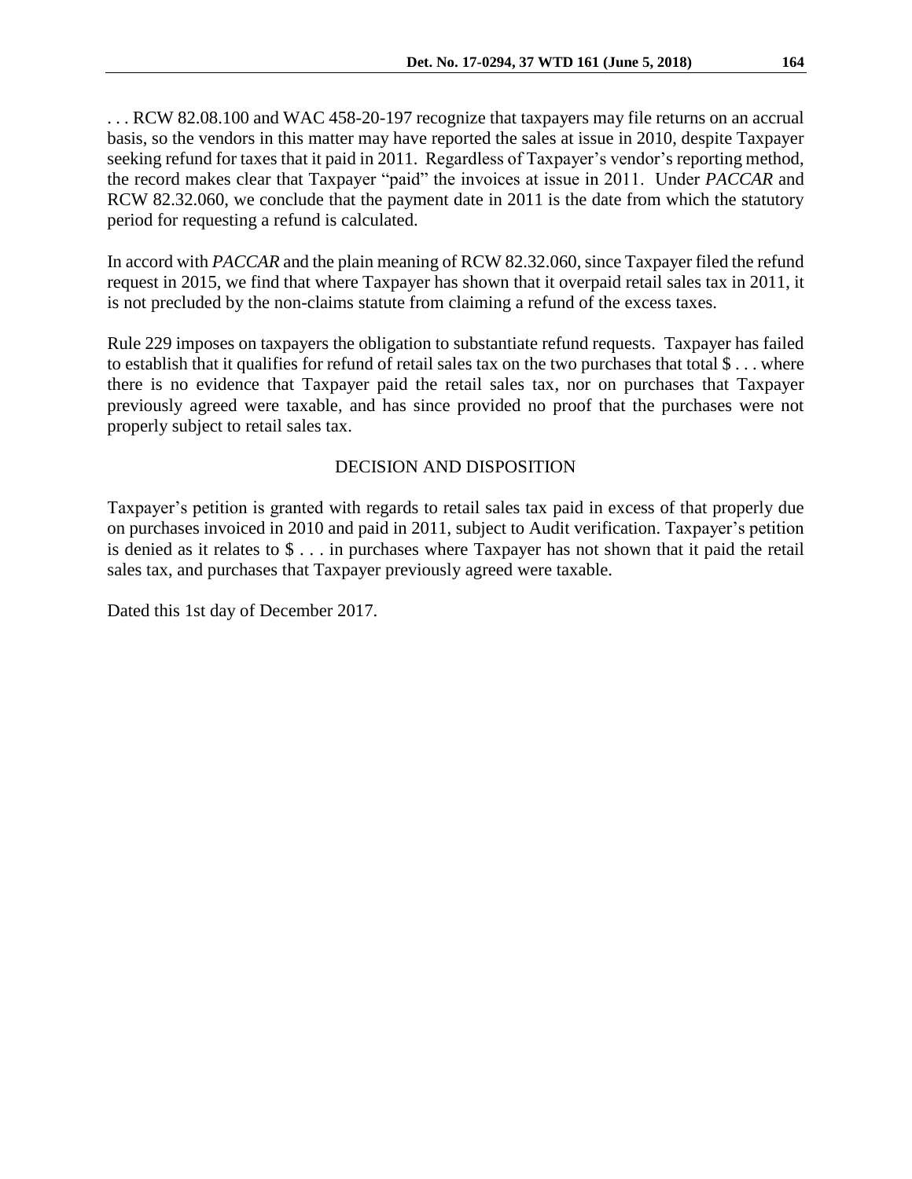. . . RCW 82.08.100 and WAC 458-20-197 recognize that taxpayers may file returns on an accrual basis, so the vendors in this matter may have reported the sales at issue in 2010, despite Taxpayer seeking refund for taxes that it paid in 2011. Regardless of Taxpayer's vendor's reporting method, the record makes clear that Taxpayer "paid" the invoices at issue in 2011. Under *PACCAR* and RCW 82.32.060, we conclude that the payment date in 2011 is the date from which the statutory period for requesting a refund is calculated.

In accord with *PACCAR* and the plain meaning of RCW 82.32.060, since Taxpayer filed the refund request in 2015, we find that where Taxpayer has shown that it overpaid retail sales tax in 2011, it is not precluded by the non-claims statute from claiming a refund of the excess taxes.

Rule 229 imposes on taxpayers the obligation to substantiate refund requests. Taxpayer has failed to establish that it qualifies for refund of retail sales tax on the two purchases that total $ . . . where there is no evidence that Taxpayer paid the retail sales tax, nor on purchases that Taxpayer previously agreed were taxable, and has since provided no proof that the purchases were not properly subject to retail sales tax.

## DECISION AND DISPOSITION

Taxpayer's petition is granted with regards to retail sales tax paid in excess of that properly due on purchases invoiced in 2010 and paid in 2011, subject to Audit verification. Taxpayer's petition is denied as it relates to $ . . . in purchases where Taxpayer has not shown that it paid the retail sales tax, and purchases that Taxpayer previously agreed were taxable.

Dated this 1st day of December 2017.